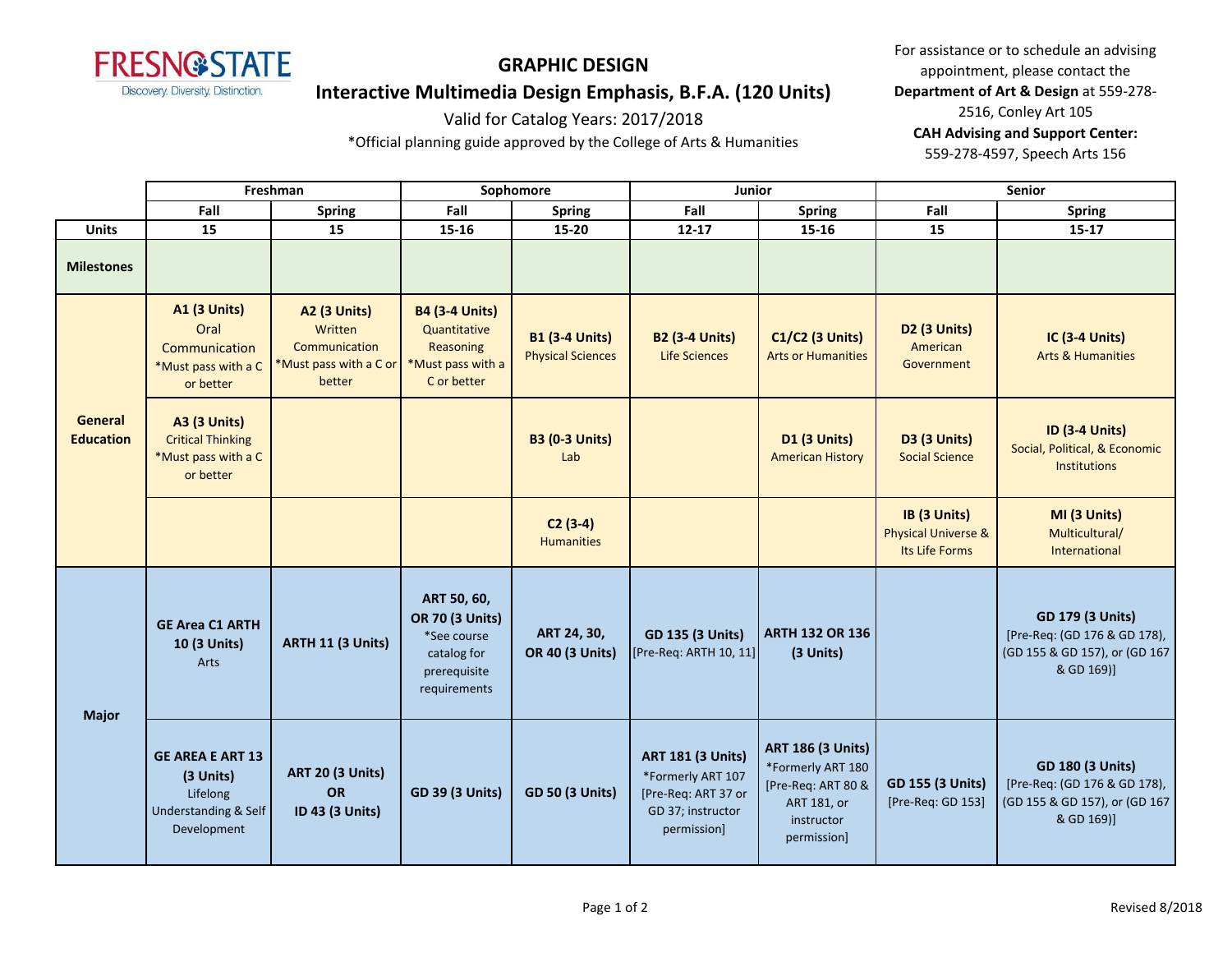FRESNO STATE
Discovery. Diversity. Distinction.

# GRAPHIC DESIGN

## Interactive Multimedia Design Emphasis, B.F.A. (120 Units)

Valid for Catalog Years: 2017/2018

*Official planning guide approved by the College of Arts & Humanities

For assistance or to schedule an advising appointment, please contact the **Department of Art & Design** at 559-278-2516, Conley Art 105
**CAH Advising and Support Center:** 559-278-4597, Speech Arts 156

| | Freshman | | Sophomore | | Junior | | Senior | |
|---|---|---|---|---|---|---|---|---|
| | Fall | Spring | Fall | Spring | Fall | Spring | Fall | Spring |
| **Units** | 15 | 15 | 15-16 | 15-20 | 12-17 | 15-16 | 15 | 15-17 |
| **Milestones** | | | | | | | | |
| **General Education** | **A1 (3 Units)** Oral Communication *Must pass with a C or better | **A2 (3 Units)** Written Communication *Must pass with a C or better | **B4 (3-4 Units)** Quantitative Reasoning *Must pass with a C or better | **B1 (3-4 Units)** Physical Sciences | **B2 (3-4 Units)** Life Sciences | **C1/C2 (3 Units)** Arts or Humanities | **D2 (3 Units)** American Government | **IC (3-4 Units)** Arts & Humanities |
| | **A3 (3 Units)** Critical Thinking *Must pass with a C or better | | | **B3 (0-3 Units)** Lab | | **D1 (3 Units)** American History | **D3 (3 Units)** Social Science | **ID (3-4 Units)** Social, Political, & Economic Institutions |
| | | | | **C2 (3-4)** Humanities | | | **IB (3 Units)** Physical Universe & Its Life Forms | **MI (3 Units)** Multicultural/ International |
| **Major** | **GE Area C1 ARTH 10 (3 Units)** Arts | **ARTH 11 (3 Units)** | **ART 50, 60, OR 70 (3 Units)** *See course catalog for prerequisite requirements | **ART 24, 30, OR 40 (3 Units)** | **GD 135 (3 Units)** [Pre-Req: ARTH 10, 11] | **ARTH 132 OR 136 (3 Units)** | | **GD 179 (3 Units)** [Pre-Req: (GD 176 & GD 178), (GD 155 & GD 157), or (GD 167 & GD 169)] |
| | **GE AREA E ART 13 (3 Units)** Lifelong Understanding & Self Development | **ART 20 (3 Units) OR ID 43 (3 Units)** | **GD 39 (3 Units)** | **GD 50 (3 Units)** | **ART 181 (3 Units)** *Formerly ART 107 [Pre-Req: ART 37 or GD 37; instructor permission] | **ART 186 (3 Units)** *Formerly ART 180 [Pre-Req: ART 80 & ART 181, or instructor permission] | **GD 155 (3 Units)** [Pre-Req: GD 153] | **GD 180 (3 Units)** [Pre-Req: (GD 176 & GD 178), (GD 155 & GD 157), or (GD 167 & GD 169)] |

Revised 8/2018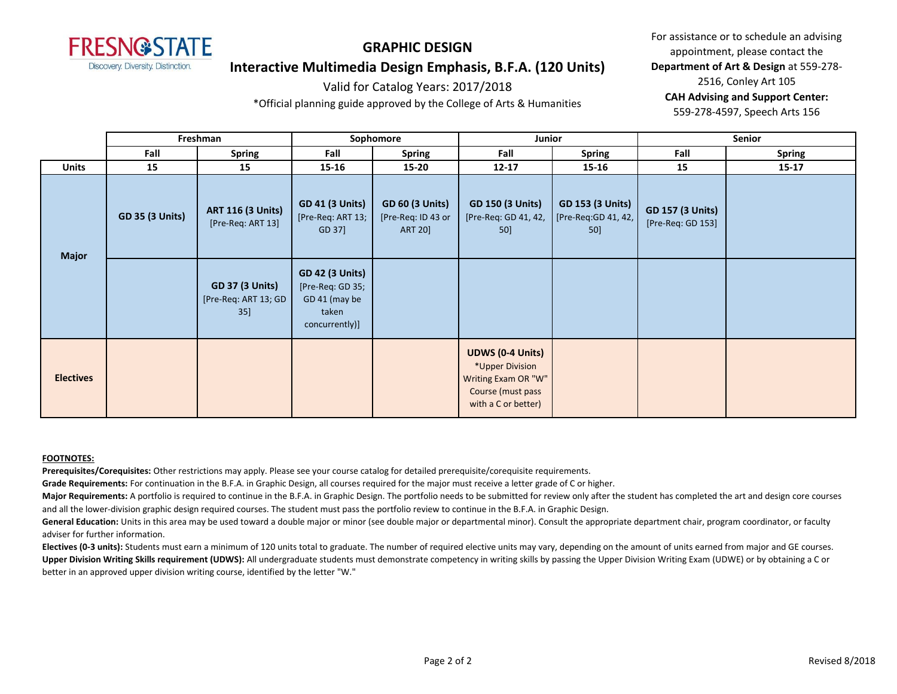# GRAPHIC DESIGN

## Interactive Multimedia Design Emphasis, B.F.A. (120 Units)

Valid for Catalog Years: 2017/2018

*Official planning guide approved by the College of Arts & Humanities

For assistance or to schedule an advising appointment, please contact the **Department of Art & Design** at 559-278-2516, Conley Art 105

**CAH Advising and Support Center:** 559-278-4597, Speech Arts 156

| | Freshman | | Sophomore | | Junior | | Senior | |
|---|---|---|---|---|---|---|---|---|
| | **Fall** | **Spring** | **Fall** | **Spring** | **Fall** | **Spring** | **Fall** | **Spring** |
| **Units** | **15** | **15** | **15-16** | **15-20** | **12-17** | **15-16** | **15** | **15-17** |
| **Major** | **GD 35 (3 Units)** | **ART 116 (3 Units)** [Pre-Req: ART 13] | **GD 41 (3 Units)** [Pre-Req: ART 13; GD 37] | **GD 60 (3 Units)** [Pre-Req: ID 43 or ART 20] | **GD 150 (3 Units)** [Pre-Req: GD 41, 42, 50] | **GD 153 (3 Units)** [Pre-Req:GD 41, 42, 50] | **GD 157 (3 Units)** [Pre-Req: GD 153] | |
| **Major** | | **GD 37 (3 Units)** [Pre-Req: ART 13; GD 35] | **GD 42 (3 Units)** [Pre-Req: GD 35; GD 41 (may be taken concurrently)] | | | | | |
| **Electives** | | | | | **UDWS (0-4 Units)** *Upper Division Writing Exam OR "W" Course (must pass with a C or better) | | | |

**FOOTNOTES:**

**Prerequisites/Corequisites:** Other restrictions may apply. Please see your course catalog for detailed prerequisite/corequisite requirements.

**Grade Requirements:** For continuation in the B.F.A. in Graphic Design, all courses required for the major must receive a letter grade of C or higher.

**Major Requirements:** A portfolio is required to continue in the B.F.A. in Graphic Design. The portfolio needs to be submitted for review only after the student has completed the art and design core courses and all the lower-division graphic design required courses. The student must pass the portfolio review to continue in the B.F.A. in Graphic Design.

**General Education:** Units in this area may be used toward a double major or minor (see double major or departmental minor). Consult the appropriate department chair, program coordinator, or faculty adviser for further information.

**Electives (0-3 units):** Students must earn a minimum of 120 units total to graduate. The number of required elective units may vary, depending on the amount of units earned from major and GE courses.

**Upper Division Writing Skills requirement (UDWS):** All undergraduate students must demonstrate competency in writing skills by passing the Upper Division Writing Exam (UDWE) or by obtaining a C or better in an approved upper division writing course, identified by the letter "W."

Revised 8/2018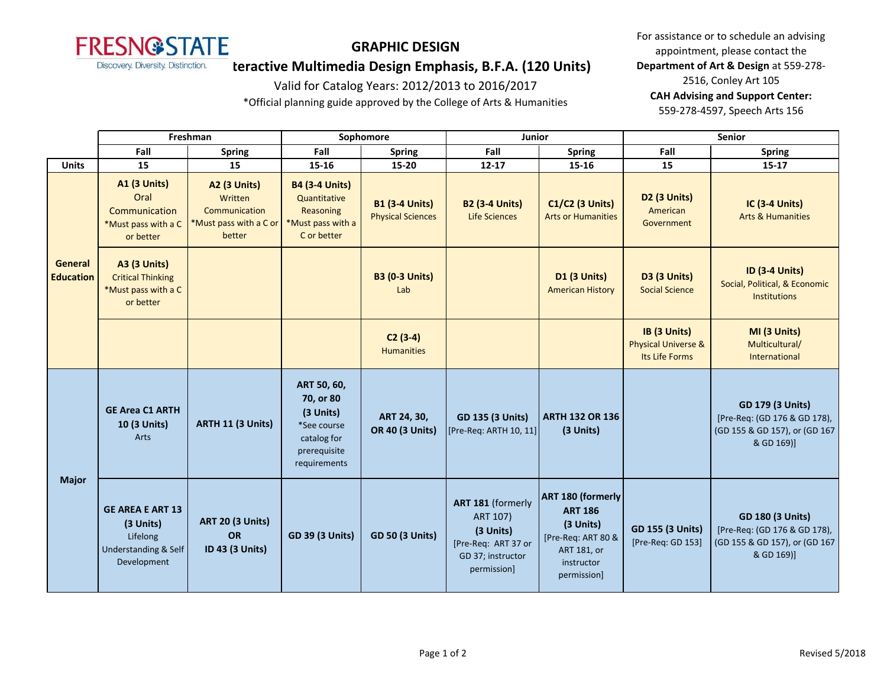# GRAPHIC DESIGN

## teractive Multimedia Design Emphasis, B.F.A. (120 Units)

Valid for Catalog Years: 2012/2013 to 2016/2017

*Official planning guide approved by the College of Arts & Humanities

For assistance or to schedule an advising appointment, please contact the **Department of Art & Design** at 559-278-2516, Conley Art 105

**CAH Advising and Support Center:** 559-278-4597, Speech Arts 156

| | Freshman | | Sophomore | | Junior | | Senior | |
|---|---|---|---|---|---|---|---|---|
| | **Fall** | **Spring** | **Fall** | **Spring** | **Fall** | **Spring** | **Fall** | **Spring** |
| **Units** | **15** | **15** | **15-16** | **15-20** | **12-17** | **15-16** | **15** | **15-17** |
| **General Education** | **A1 (3 Units)** Oral Communication *Must pass with a C or better | **A2 (3 Units)** Written Communication *Must pass with a C or better | **B4 (3-4 Units)** Quantitative Reasoning *Must pass with a C or better | **B1 (3-4 Units)** Physical Sciences | **B2 (3-4 Units)** Life Sciences | **C1/C2 (3 Units)** Arts or Humanities | **D2 (3 Units)** American Government | **IC (3-4 Units)** Arts & Humanities |
| | **A3 (3 Units)** Critical Thinking *Must pass with a C or better | | | **B3 (0-3 Units)** Lab | | **D1 (3 Units)** American History | **D3 (3 Units)** Social Science | **ID (3-4 Units)** Social, Political, & Economic Institutions |
| | | | | **C2 (3-4)** Humanities | | | **IB (3 Units)** Physical Universe & Its Life Forms | **MI (3 Units)** Multicultural/ International |
| **Major** | **GE Area C1 ARTH 10 (3 Units)** Arts | **ARTH 11 (3 Units)** | **ART 50, 60, 70, or 80 (3 Units)** *See course catalog for prerequisite requirements | **ART 24, 30, OR 40 (3 Units)** | **GD 135 (3 Units)** [Pre-Req: ARTH 10, 11] | **ARTH 132 OR 136 (3 Units)** | | **GD 179 (3 Units)** [Pre-Req: (GD 176 & GD 178), (GD 155 & GD 157), or (GD 167 & GD 169)] |
| | **GE AREA E ART 13 (3 Units)** Lifelong Understanding & Self Development | **ART 20 (3 Units) OR ID 43 (3 Units)** | **GD 39 (3 Units)** | **GD 50 (3 Units)** | **ART 181** (formerly ART 107) **(3 Units)** [Pre-Req: ART 37 or GD 37; instructor permission] | **ART 180 (formerly ART 186 (3 Units)** [Pre-Req: ART 80 & ART 181, or instructor permission] | **GD 155 (3 Units)** [Pre-Req: GD 153] | **GD 180 (3 Units)** [Pre-Req: (GD 176 & GD 178), (GD 155 & GD 157), or (GD 167 & GD 169)] |

Revised 5/2018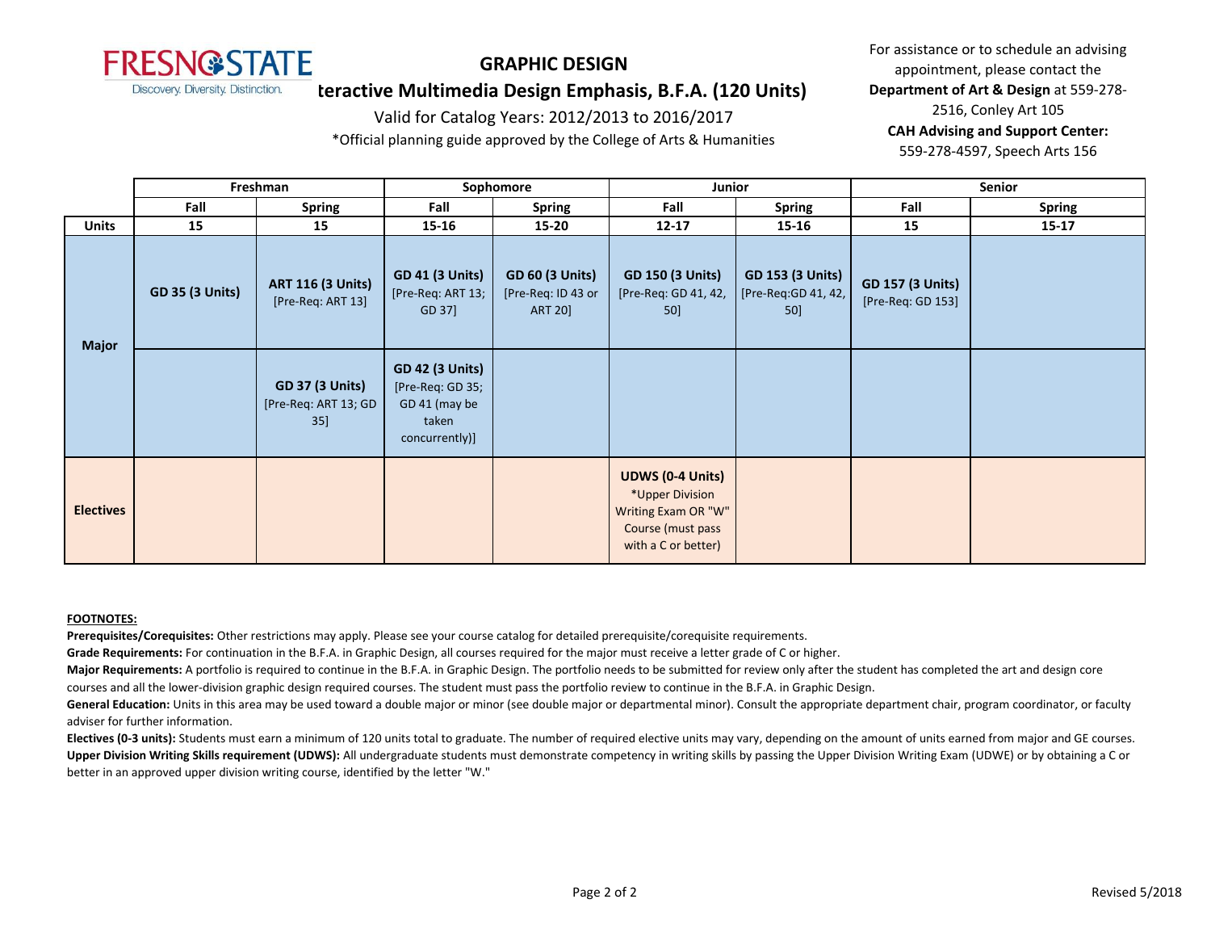# GRAPHIC DESIGN

## teractive Multimedia Design Emphasis, B.F.A. (120 Units)

Valid for Catalog Years: 2012/2013 to 2016/2017

*Official planning guide approved by the College of Arts & Humanities

For assistance or to schedule an advising appointment, please contact the **Department of Art & Design** at 559-278-2516, Conley Art 105

**CAH Advising and Support Center:** 559-278-4597, Speech Arts 156

| | Freshman | | Sophomore | | Junior | | Senior | |
|---|---|---|---|---|---|---|---|---|
| | **Fall** | **Spring** | **Fall** | **Spring** | **Fall** | **Spring** | **Fall** | **Spring** |
| **Units** | **15** | **15** | **15-16** | **15-20** | **12-17** | **15-16** | **15** | **15-17** |
| **Major** | **GD 35 (3 Units)** | **ART 116 (3 Units)** [Pre-Req: ART 13] | **GD 41 (3 Units)** [Pre-Req: ART 13; GD 37] | **GD 60 (3 Units)** [Pre-Req: ID 43 or ART 20] | **GD 150 (3 Units)** [Pre-Req: GD 41, 42, 50] | **GD 153 (3 Units)** [Pre-Req:GD 41, 42, 50] | **GD 157 (3 Units)** [Pre-Req: GD 153] | |
| **Major** | | **GD 37 (3 Units)** [Pre-Req: ART 13; GD 35] | **GD 42 (3 Units)** [Pre-Req: GD 35; GD 41 (may be taken concurrently)] | | | | | |
| **Electives** | | | | | **UDWS (0-4 Units)** *Upper Division Writing Exam OR "W" Course (must pass with a C or better) | | | |

**FOOTNOTES:**

**Prerequisites/Corequisites:** Other restrictions may apply. Please see your course catalog for detailed prerequisite/corequisite requirements.

**Grade Requirements:** For continuation in the B.F.A. in Graphic Design, all courses required for the major must receive a letter grade of C or higher.

**Major Requirements:** A portfolio is required to continue in the B.F.A. in Graphic Design. The portfolio needs to be submitted for review only after the student has completed the art and design core courses and all the lower-division graphic design required courses. The student must pass the portfolio review to continue in the B.F.A. in Graphic Design.

**General Education:** Units in this area may be used toward a double major or minor (see double major or departmental minor). Consult the appropriate department chair, program coordinator, or faculty adviser for further information.

**Electives (0-3 units):** Students must earn a minimum of 120 units total to graduate. The number of required elective units may vary, depending on the amount of units earned from major and GE courses.

**Upper Division Writing Skills requirement (UDWS):** All undergraduate students must demonstrate competency in writing skills by passing the Upper Division Writing Exam (UDWE) or by obtaining a C or better in an approved upper division writing course, identified by the letter "W."

Revised 5/2018